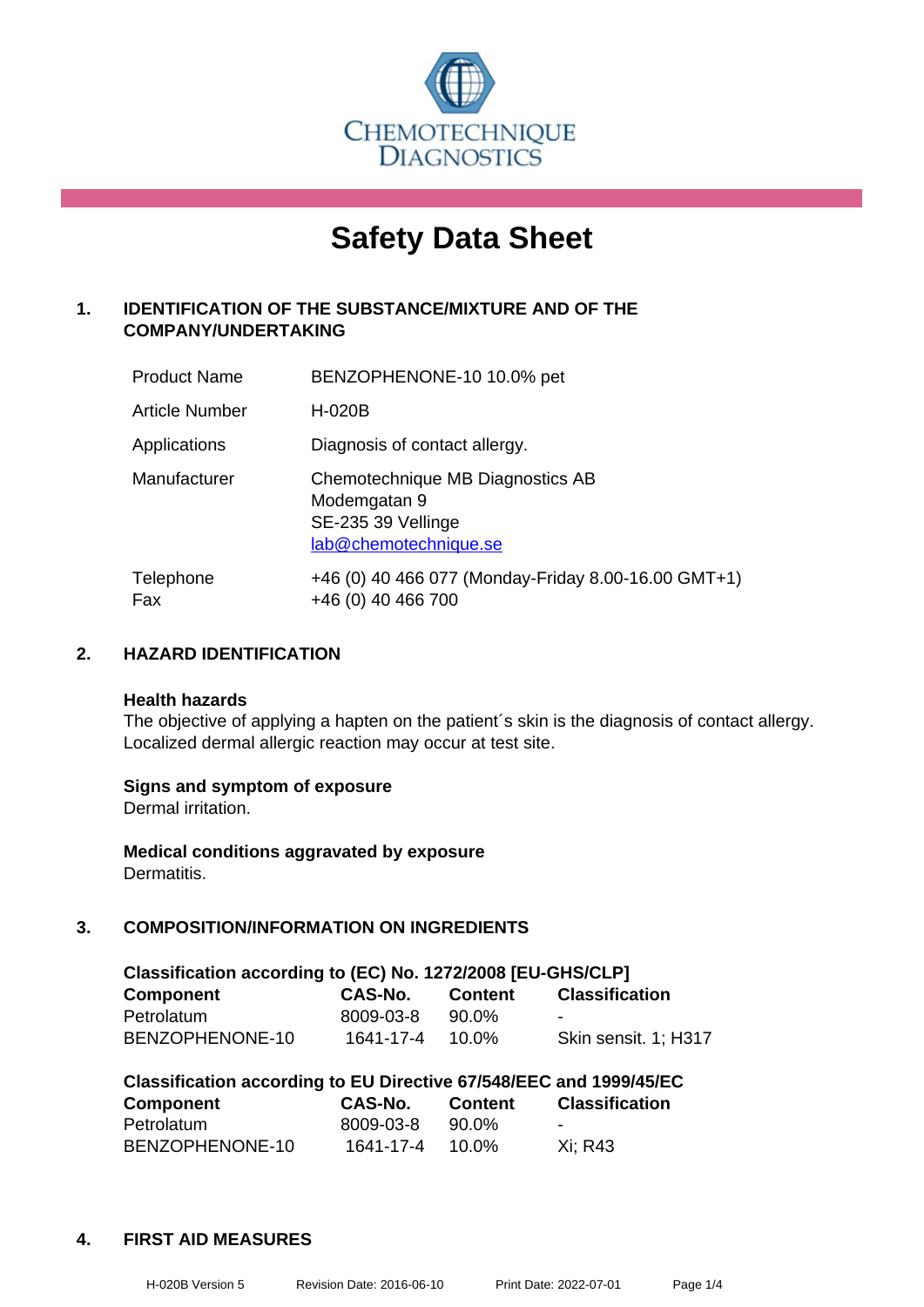CHEMOTECHNIQUE DIAGNOSTICS

# Safety Data Sheet

## 1. IDENTIFICATION OF THE SUBSTANCE/MIXTURE AND OF THE COMPANY/UNDERTAKING

| | |
|---|---|
| Product Name | BENZOPHENONE-10 10.0% pet |
| Article Number | H-020B |
| Applications | Diagnosis of contact allergy. |
| Manufacturer | Chemotechnique MB Diagnostics AB<br>Modemgatan 9<br>SE-235 39 Vellinge<br>lab@chemotechnique.se |
| Telephone<br>Fax | +46 (0) 40 466 077 (Monday-Friday 8.00-16.00 GMT+1)<br>+46 (0) 40 466 700 |

## 2. HAZARD IDENTIFICATION

**Health hazards**
The objective of applying a hapten on the patient´s skin is the diagnosis of contact allergy. Localized dermal allergic reaction may occur at test site.

**Signs and symptom of exposure**
Dermal irritation.

**Medical conditions aggravated by exposure**
Dermatitis.

## 3. COMPOSITION/INFORMATION ON INGREDIENTS

**Classification according to (EC) No. 1272/2008 [EU-GHS/CLP]**

| Component | CAS-No. | Content | Classification |
|---|---|---|---|
| Petrolatum | 8009-03-8 | 90.0% | - |
| BENZOPHENONE-10 | 1641-17-4 | 10.0% | Skin sensit. 1; H317 |

**Classification according to EU Directive 67/548/EEC and 1999/45/EC**

| Component | CAS-No. | Content | Classification |
|---|---|---|---|
| Petrolatum | 8009-03-8 | 90.0% | - |
| BENZOPHENONE-10 | 1641-17-4 | 10.0% | Xi; R43 |

## 4. FIRST AID MEASURES

H-020B Version 5 Revision Date: 2016-06-10 Print Date: 2022-07-01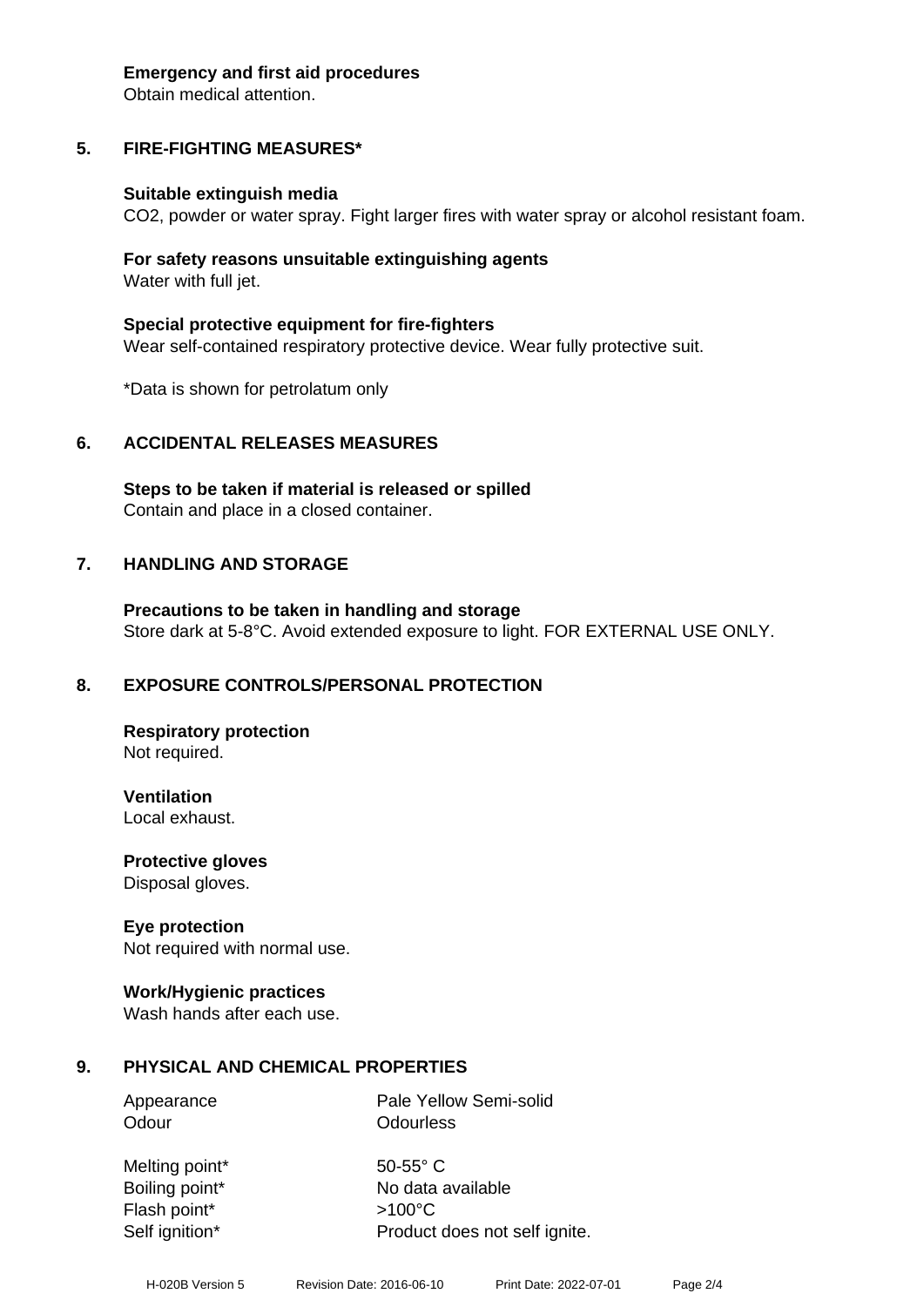**Emergency and first aid procedures**
Obtain medical attention.

## 5. FIRE-FIGHTING MEASURES*

**Suitable extinguish media**
$CO_2$, powder or water spray. Fight larger fires with water spray or alcohol resistant foam.

**For safety reasons unsuitable extinguishing agents**
Water with full jet.

**Special protective equipment for fire-fighters**
Wear self-contained respiratory protective device. Wear fully protective suit.

*Data is shown for petrolatum only

## 6. ACCIDENTAL RELEASES MEASURES

**Steps to be taken if material is released or spilled**
Contain and place in a closed container.

## 7. HANDLING AND STORAGE

**Precautions to be taken in handling and storage**
Store dark at 5-8°C. Avoid extended exposure to light. FOR EXTERNAL USE ONLY.

## 8. EXPOSURE CONTROLS/PERSONAL PROTECTION

**Respiratory protection**
Not required.

**Ventilation**
Local exhaust.

**Protective gloves**
Disposal gloves.

**Eye protection**
Not required with normal use.

**Work/Hygienic practices**
Wash hands after each use.

## 9. PHYSICAL AND CHEMICAL PROPERTIES

| | |
|---|---|
| Appearance | Pale Yellow Semi-solid |
| Odour | Odourless |
| Melting point* | 50-55° C |
| Boiling point* | No data available |
| Flash point* | >100°C |
| Self ignition* | Product does not self ignite. |

H-020B Version 5 Revision Date: 2016-06-10 Print Date: 2022-07-01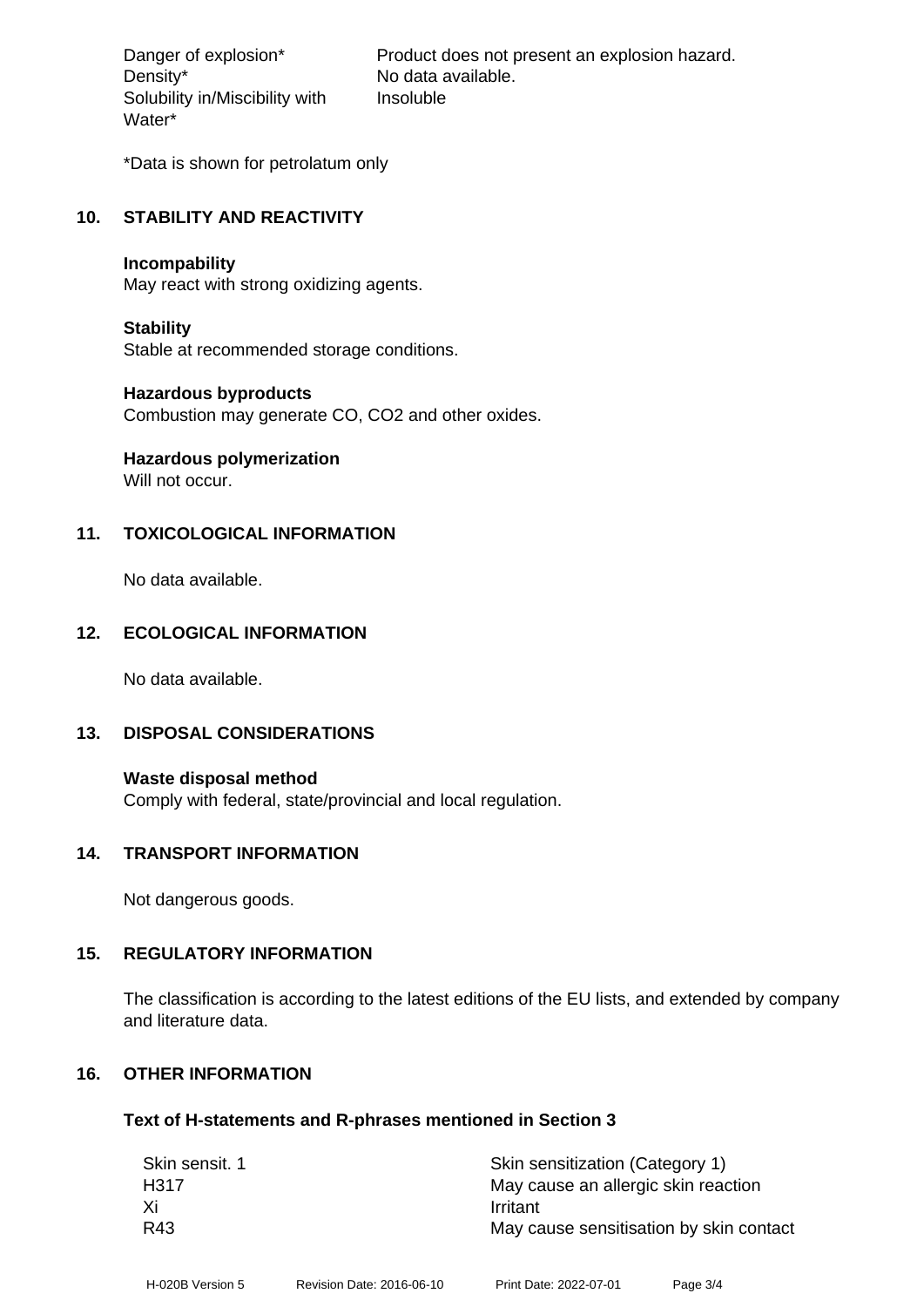| | |
|---|---|
| Danger of explosion* | Product does not present an explosion hazard. |
| Density* | No data available. |
| Solubility in/Miscibility with Water* | Insoluble |

*Data is shown for petrolatum only

## 10. STABILITY AND REACTIVITY

**Incompability**
May react with strong oxidizing agents.

**Stability**
Stable at recommended storage conditions.

**Hazardous byproducts**
Combustion may generate CO, $CO_2$ and other oxides.

**Hazardous polymerization**
Will not occur.

## 11. TOXICOLOGICAL INFORMATION

No data available.

## 12. ECOLOGICAL INFORMATION

No data available.

## 13. DISPOSAL CONSIDERATIONS

**Waste disposal method**
Comply with federal, state/provincial and local regulation.

## 14. TRANSPORT INFORMATION

Not dangerous goods.

## 15. REGULATORY INFORMATION

The classification is according to the latest editions of the EU lists, and extended by company and literature data.

## 16. OTHER INFORMATION

**Text of H-statements and R-phrases mentioned in Section 3**

| | |
|---|---|
| Skin sensit. 1 | Skin sensitization (Category 1) |
| H317 | May cause an allergic skin reaction |
| Xi | Irritant |
| R43 | May cause sensitisation by skin contact |

H-020B Version 5 Revision Date: 2016-06-10 Print Date: 2022-07-01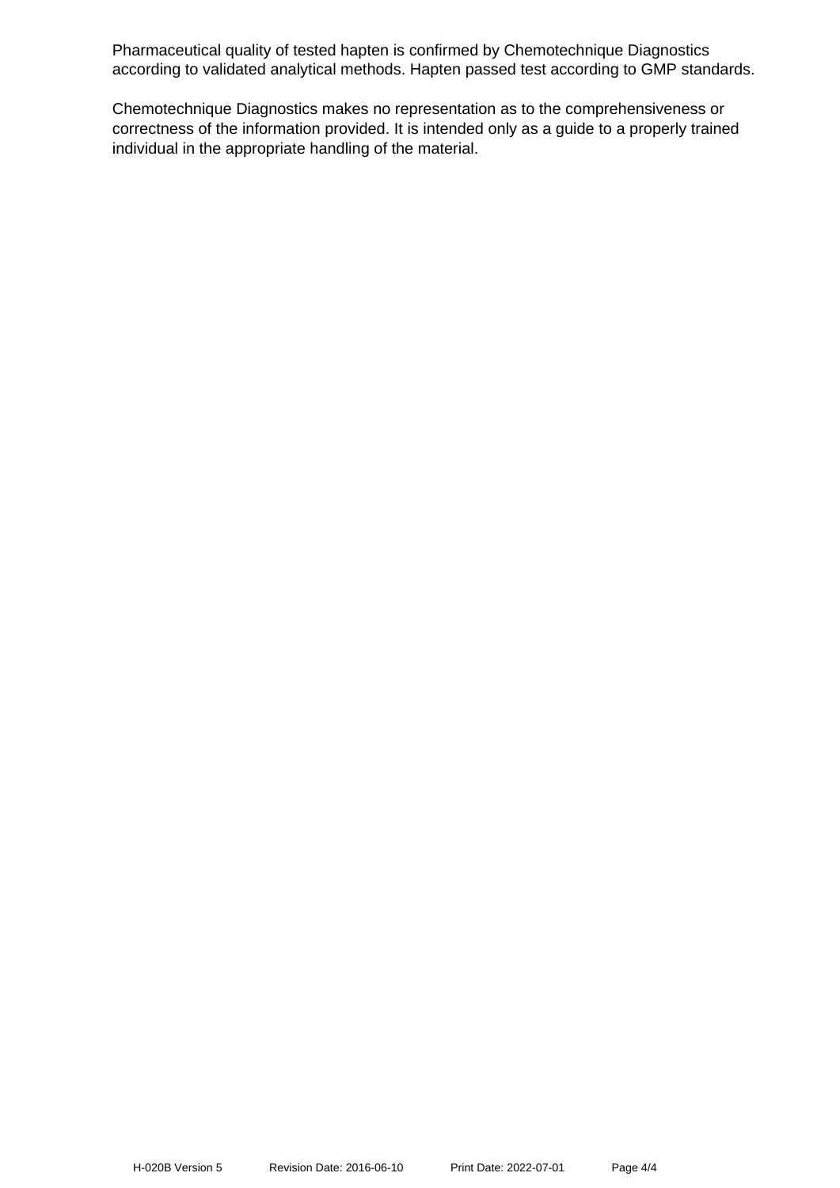Pharmaceutical quality of tested hapten is confirmed by Chemotechnique Diagnostics according to validated analytical methods. Hapten passed test according to GMP standards.

Chemotechnique Diagnostics makes no representation as to the comprehensiveness or correctness of the information provided. It is intended only as a guide to a properly trained individual in the appropriate handling of the material.